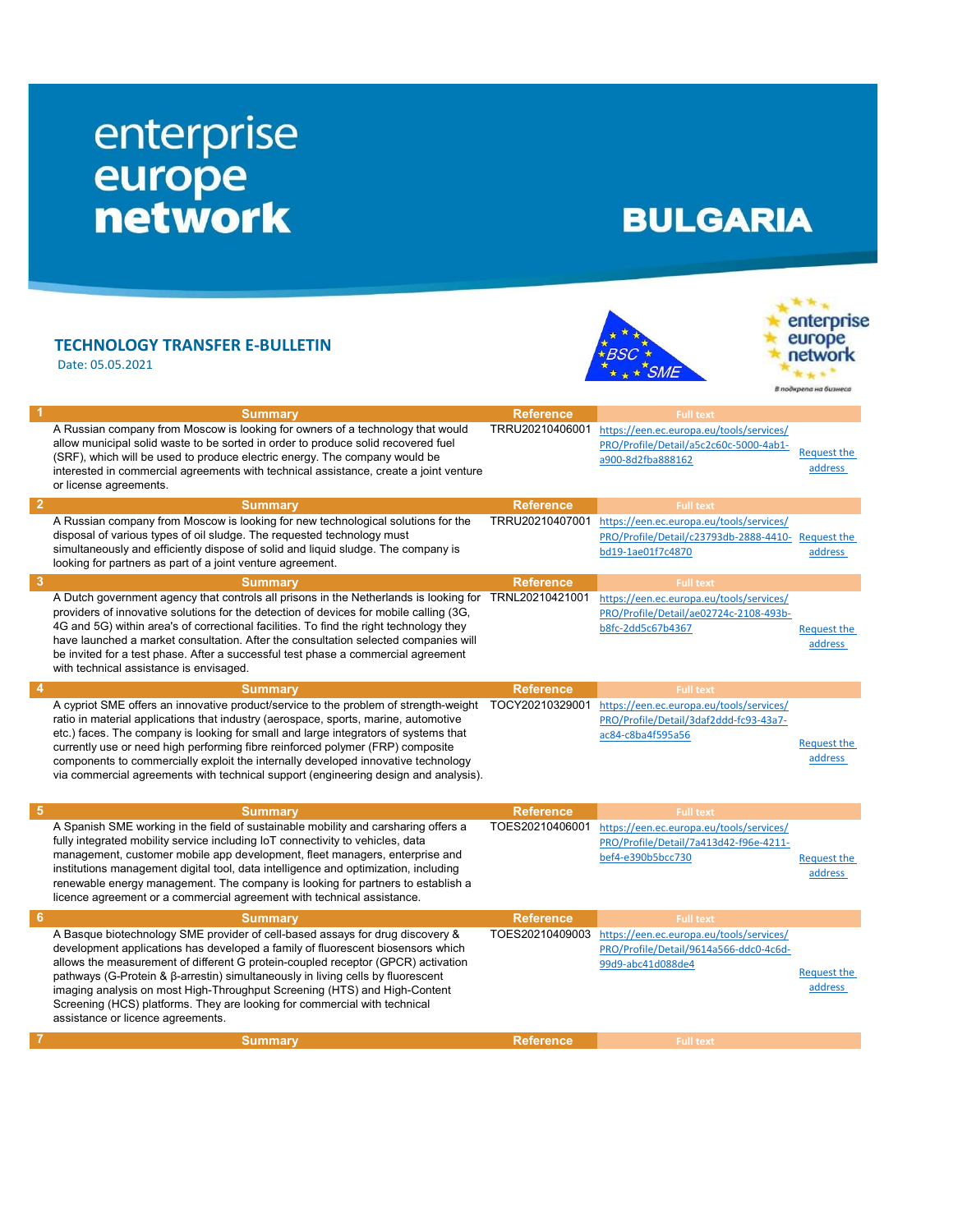# enterprise europe network

# BULGARIA

## TECHNOLOGY TRANSFER E-BULLETIN

Date: 05.05.2021

| # | Summary | Reference | Full text | |
|---|---|---|---|---|
| 1 | A Russian company from Moscow is looking for owners of a technology that would allow municipal solid waste to be sorted in order to produce solid recovered fuel (SRF), which will be used to produce electric energy. The company would be interested in commercial agreements with technical assistance, create a joint venture or license agreements. | TRRU20210406001 | https://een.ec.europa.eu/tools/services/PRO/Profile/Detail/a5c2c60c-5000-4ab1-a900-8d2fba888162 | Request the address |
| 2 | A Russian company from Moscow is looking for new technological solutions for the disposal of various types of oil sludge. The requested technology must simultaneously and efficiently dispose of solid and liquid sludge. The company is looking for partners as part of a joint venture agreement. | TRRU20210407001 | https://een.ec.europa.eu/tools/services/PRO/Profile/Detail/c23793db-2888-4410-bd19-1ae01f7c4870 | Request the address |
| 3 | A Dutch government agency that controls all prisons in the Netherlands is looking for providers of innovative solutions for the detection of devices for mobile calling (3G, 4G and 5G) within area's of correctional facilities. To find the right technology they have launched a market consultation. After the consultation selected companies will be invited for a test phase. After a successful test phase a commercial agreement with technical assistance is envisaged. | TRNL20210421001 | https://een.ec.europa.eu/tools/services/PRO/Profile/Detail/ae02724c-2108-493b-b8fc-2dd5c67b4367 | Request the address |
| 4 | A cypriot SME offers an innovative product/service to the problem of strength-weight ratio in material applications that industry (aerospace, sports, marine, automotive etc.) faces. The company is looking for small and large integrators of systems that currently use or need high performing fibre reinforced polymer (FRP) composite components to commercially exploit the internally developed innovative technology via commercial agreements with technical support (engineering design and analysis). | TOCY20210329001 | https://een.ec.europa.eu/tools/services/PRO/Profile/Detail/3daf2ddd-fc93-43a7-ac84-c8ba4f595a56 | Request the address |
| 5 | A Spanish SME working in the field of sustainable mobility and carsharing offers a fully integrated mobility service including IoT connectivity to vehicles, data management, customer mobile app development, fleet managers, enterprise and institutions management digital tool, data intelligence and optimization, including renewable energy management. The company is looking for partners to establish a licence agreement or a commercial agreement with technical assistance. | TOES20210406001 | https://een.ec.europa.eu/tools/services/PRO/Profile/Detail/7a413d42-f96e-4211-bef4-e390b5bcc730 | Request the address |
| 6 | A Basque biotechnology SME provider of cell-based assays for drug discovery & development applications has developed a family of fluorescent biosensors which allows the measurement of different G protein-coupled receptor (GPCR) activation pathways (G-Protein & β-arrestin) simultaneously in living cells by fluorescent imaging analysis on most High-Throughput Screening (HTS) and High-Content Screening (HCS) platforms. They are looking for commercial with technical assistance or licence agreements. | TOES20210409003 | https://een.ec.europa.eu/tools/services/PRO/Profile/Detail/9614a566-ddc0-4c6d-99d9-abc41d088de4 | Request the address |
| 7 | | | | |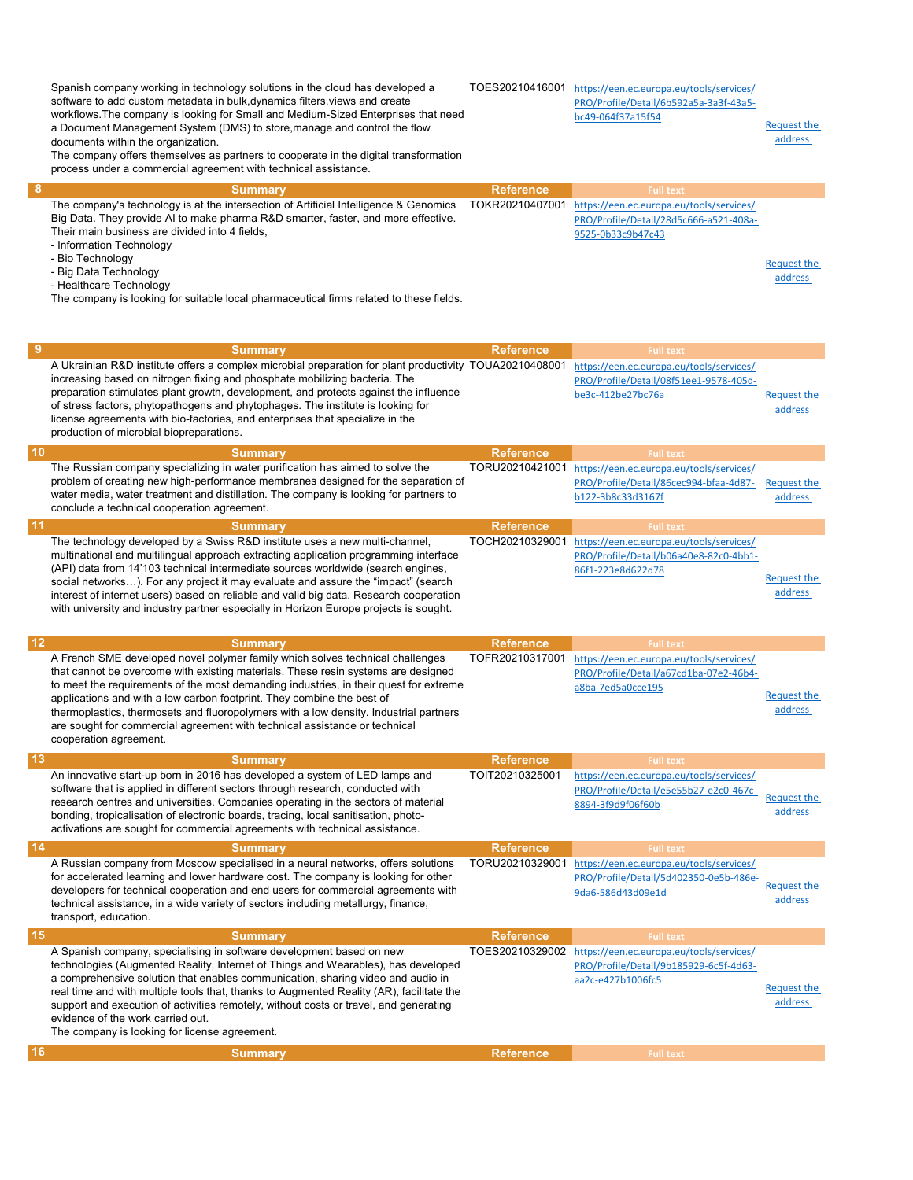| | Summary | Reference | Full text | |
|---|---|---|---|---|
| | Spanish company working in technology solutions in the cloud has developed a software to add custom metadata in bulk,dynamics filters,views and create workflows.The company is looking for Small and Medium-Sized Enterprises that need a Document Management System (DMS) to store,manage and control the flow documents within the organization.<br>The company offers themselves as partners to cooperate in the digital transformation process under a commercial agreement with technical assistance. | TOES20210416001 | https://een.ec.europa.eu/tools/services/PRO/Profile/Detail/6b592a5a-3a3f-43a5-bc49-064f37a15f54 | Request the address |
| 8 | The company's technology is at the intersection of Artificial Intelligence & Genomics Big Data. They provide AI to make pharma R&D smarter, faster, and more effective. Their main business are divided into 4 fields,<br>- Information Technology<br>- Bio Technology<br>- Big Data Technology<br>- Healthcare Technology<br>The company is looking for suitable local pharmaceutical firms related to these fields. | TOKR20210407001 | https://een.ec.europa.eu/tools/services/PRO/Profile/Detail/28d5c666-a521-408a-9525-0b33c9b47c43 | Request the address |
| 9 | A Ukrainian R&D institute offers a complex microbial preparation for plant productivity increasing based on nitrogen fixing and phosphate mobilizing bacteria. The preparation stimulates plant growth, development, and protects against the influence of stress factors, phytopathogens and phytophages. The institute is looking for license agreements with bio-factories, and enterprises that specialize in the production of microbial biopreparations. | TOUA20210408001 | https://een.ec.europa.eu/tools/services/PRO/Profile/Detail/08f51ee1-9578-405d-be3c-412be27bc76a | Request the address |
| 10 | The Russian company specializing in water purification has aimed to solve the problem of creating new high-performance membranes designed for the separation of water media, water treatment and distillation. The company is looking for partners to conclude a technical cooperation agreement. | TORU20210421001 | https://een.ec.europa.eu/tools/services/PRO/Profile/Detail/86cec994-bfaa-4d87-b122-3b8c33d3167f | Request the address |
| 11 | The technology developed by a Swiss R&D institute uses a new multi-channel, multinational and multilingual approach extracting application programming interface (API) data from 14'103 technical intermediate sources worldwide (search engines, social networks…). For any project it may evaluate and assure the "impact" (search interest of internet users) based on reliable and valid big data. Research cooperation with university and industry partner especially in Horizon Europe projects is sought. | TOCH20210329001 | https://een.ec.europa.eu/tools/services/PRO/Profile/Detail/b06a40e8-82c0-4bb1-86f1-223e8d622d78 | Request the address |
| 12 | A French SME developed novel polymer family which solves technical challenges that cannot be overcome with existing materials. These resin systems are designed to meet the requirements of the most demanding industries, in their quest for extreme applications and with a low carbon footprint. They combine the best of thermoplastics, thermosets and fluoropolymers with a low density. Industrial partners are sought for commercial agreement with technical assistance or technical cooperation agreement. | TOFR20210317001 | https://een.ec.europa.eu/tools/services/PRO/Profile/Detail/a67cd1ba-07e2-46b4-a8ba-7ed5a0cce195 | Request the address |
| 13 | An innovative start-up born in 2016 has developed a system of LED lamps and software that is applied in different sectors through research, conducted with research centres and universities. Companies operating in the sectors of material bonding, tropicalisation of electronic boards, tracing, local sanitisation, photo-activations are sought for commercial agreements with technical assistance. | TOIT20210325001 | https://een.ec.europa.eu/tools/services/PRO/Profile/Detail/e5e55b27-e2c0-467c-8894-3f9d9f06f60b | Request the address |
| 14 | A Russian company from Moscow specialised in a neural networks, offers solutions for accelerated learning and lower hardware cost. The company is looking for other developers for technical cooperation and end users for commercial agreements with technical assistance, in a wide variety of sectors including metallurgy, finance, transport, education. | TORU20210329001 | https://een.ec.europa.eu/tools/services/PRO/Profile/Detail/5d402350-0e5b-486e-9da6-586d43d09e1d | Request the address |
| 15 | A Spanish company, specialising in software development based on new technologies (Augmented Reality, Internet of Things and Wearables), has developed a comprehensive solution that enables communication, sharing video and audio in real time and with multiple tools that, thanks to Augmented Reality (AR), facilitate the support and execution of activities remotely, without costs or travel, and generating evidence of the work carried out.<br>The company is looking for license agreement. | TOES20210329002 | https://een.ec.europa.eu/tools/services/PRO/Profile/Detail/9b185929-6c5f-4d63-aa2c-e427b1006fc5 | Request the address |
| 16 | Summary | Reference | Full text | |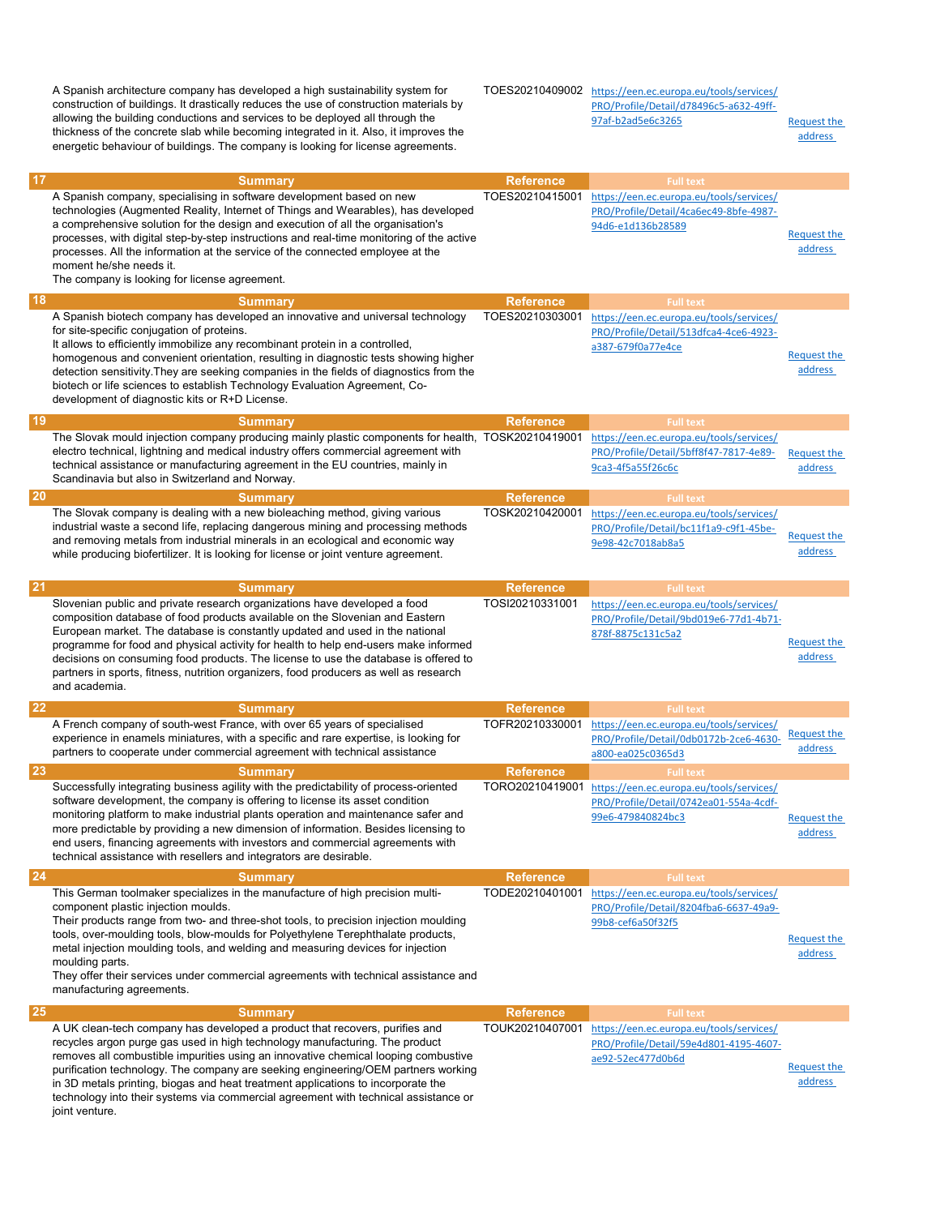| | Summary | Reference | Full text | |
|---|---|---|---|---|
| | A Spanish architecture company has developed a high sustainability system for construction of buildings. It drastically reduces the use of construction materials by allowing the building conductions and services to be deployed all through the thickness of the concrete slab while becoming integrated in it. Also, it improves the energetic behaviour of buildings. The company is looking for license agreements. | TOES20210409002 | https://een.ec.europa.eu/tools/services/PRO/Profile/Detail/d78496c5-a632-49ff-97af-b2ad5e6c3265 | Request the address |
| 17 | A Spanish company, specialising in software development based on new technologies (Augmented Reality, Internet of Things and Wearables), has developed a comprehensive solution for the design and execution of all the organisation's processes, with digital step-by-step instructions and real-time monitoring of the active processes. All the information at the service of the connected employee at the moment he/she needs it.<br>The company is looking for license agreement. | TOES20210415001 | https://een.ec.europa.eu/tools/services/PRO/Profile/Detail/4ca6ec49-8bfe-4987-94d6-e1d136b28589 | Request the address |
| 18 | A Spanish biotech company has developed an innovative and universal technology for site-specific conjugation of proteins.<br>It allows to efficiently immobilize any recombinant protein in a controlled, homogenous and convenient orientation, resulting in diagnostic tests showing higher detection sensitivity.They are seeking companies in the fields of diagnostics from the biotech or life sciences to establish Technology Evaluation Agreement, Co-development of diagnostic kits or R+D License. | TOES20210303001 | https://een.ec.europa.eu/tools/services/PRO/Profile/Detail/513dfca4-4ce6-4923-a387-679f0a77e4ce | Request the address |
| 19 | The Slovak mould injection company producing mainly plastic components for health, electro technical, lightning and medical industry offers commercial agreement with technical assistance or manufacturing agreement in the EU countries, mainly in Scandinavia but also in Switzerland and Norway. | TOSK20210419001 | https://een.ec.europa.eu/tools/services/PRO/Profile/Detail/5bff8f47-7817-4e89-9ca3-4f5a55f26c6c | Request the address |
| 20 | The Slovak company is dealing with a new bioleaching method, giving various industrial waste a second life, replacing dangerous mining and processing methods and removing metals from industrial minerals in an ecological and economic way while producing biofertilizer. It is looking for license or joint venture agreement. | TOSK20210420001 | https://een.ec.europa.eu/tools/services/PRO/Profile/Detail/bc11f1a9-c9f1-45be-9e98-42c7018ab8a5 | Request the address |
| 21 | Slovenian public and private research organizations have developed a food composition database of food products available on the Slovenian and Eastern European market. The database is constantly updated and used in the national programme for food and physical activity for health to help end-users make informed decisions on consuming food products. The license to use the database is offered to partners in sports, fitness, nutrition organizers, food producers as well as research and academia. | TOSI20210331001 | https://een.ec.europa.eu/tools/services/PRO/Profile/Detail/9bd019e6-77d1-4b71-878f-8875c131c5a2 | Request the address |
| 22 | A French company of south-west France, with over 65 years of specialised experience in enamels miniatures, with a specific and rare expertise, is looking for partners to cooperate under commercial agreement with technical assistance | TOFR20210330001 | https://een.ec.europa.eu/tools/services/PRO/Profile/Detail/0db0172b-2ce6-4630-a800-ea025c0365d3 | Request the address |
| 23 | Successfully integrating business agility with the predictability of process-oriented software development, the company is offering to license its asset condition monitoring platform to make industrial plants operation and maintenance safer and more predictable by providing a new dimension of information. Besides licensing to end users, financing agreements with investors and commercial agreements with technical assistance with resellers and integrators are desirable. | TORO20210419001 | https://een.ec.europa.eu/tools/services/PRO/Profile/Detail/0742ea01-554a-4cdf-99e6-479840824bc3 | Request the address |
| 24 | This German toolmaker specializes in the manufacture of high precision multi-component plastic injection moulds.<br>Their products range from two- and three-shot tools, to precision injection moulding tools, over-moulding tools, blow-moulds for Polyethylene Terephthalate products, metal injection moulding tools, and welding and measuring devices for injection moulding parts.<br>They offer their services under commercial agreements with technical assistance and manufacturing agreements. | TODE20210401001 | https://een.ec.europa.eu/tools/services/PRO/Profile/Detail/8204fba6-6637-49a9-99b8-cef6a50f32f5 | Request the address |
| 25 | A UK clean-tech company has developed a product that recovers, purifies and recycles argon purge gas used in high technology manufacturing. The product removes all combustible impurities using an innovative chemical looping combustive purification technology. The company are seeking engineering/OEM partners working in 3D metals printing, biogas and heat treatment applications to incorporate the technology into their systems via commercial agreement with technical assistance or joint venture. | TOUK20210407001 | https://een.ec.europa.eu/tools/services/PRO/Profile/Detail/59e4d801-4195-4607-ae92-52ec477d0b6d | Request the address |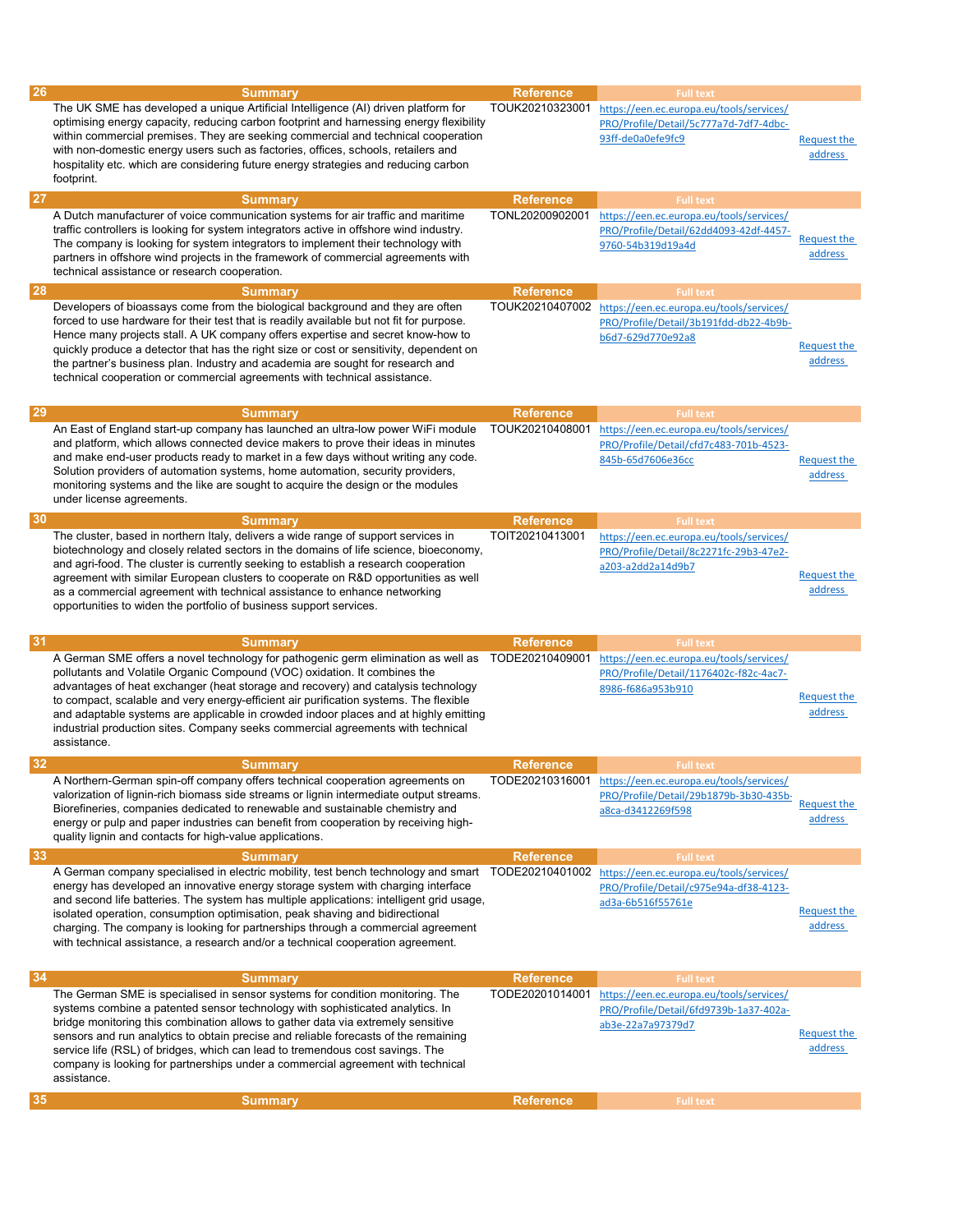| 26 | Summary | Reference | Full text | |
|---|---|---|---|---|
| | The UK SME has developed a unique Artificial Intelligence (AI) driven platform for optimising energy capacity, reducing carbon footprint and harnessing energy flexibility within commercial premises. They are seeking commercial and technical cooperation with non-domestic energy users such as factories, offices, schools, retailers and hospitality etc. which are considering future energy strategies and reducing carbon footprint. | TOUK20210323001 | https://een.ec.europa.eu/tools/services/PRO/Profile/Detail/5c777a7d-7df7-4dbc-93ff-de0a0efe9fc9 | Request the address |

| 27 | Summary | Reference | Full text | |
|---|---|---|---|---|
| | A Dutch manufacturer of voice communication systems for air traffic and maritime traffic controllers is looking for system integrators active in offshore wind industry. The company is looking for system integrators to implement their technology with partners in offshore wind projects in the framework of commercial agreements with technical assistance or research cooperation. | TONL20200902001 | https://een.ec.europa.eu/tools/services/PRO/Profile/Detail/62dd4093-42df-4457-9760-54b319d19a4d | Request the address |

| 28 | Summary | Reference | Full text | |
|---|---|---|---|---|
| | Developers of bioassays come from the biological background and they are often forced to use hardware for their test that is readily available but not fit for purpose. Hence many projects stall. A UK company offers expertise and secret know-how to quickly produce a detector that has the right size or cost or sensitivity, dependent on the partner's business plan. Industry and academia are sought for research and technical cooperation or commercial agreements with technical assistance. | TOUK20210407002 | https://een.ec.europa.eu/tools/services/PRO/Profile/Detail/3b191fdd-db22-4b9b-b6d7-629d770e92a8 | Request the address |

| 29 | Summary | Reference | Full text | |
|---|---|---|---|---|
| | An East of England start-up company has launched an ultra-low power WiFi module and platform, which allows connected device makers to prove their ideas in minutes and make end-user products ready to market in a few days without writing any code. Solution providers of automation systems, home automation, security providers, monitoring systems and the like are sought to acquire the design or the modules under license agreements. | TOUK20210408001 | https://een.ec.europa.eu/tools/services/PRO/Profile/Detail/cfd7c483-701b-4523-845b-65d7606e36cc | Request the address |

| 30 | Summary | Reference | Full text | |
|---|---|---|---|---|
| | The cluster, based in northern Italy, delivers a wide range of support services in biotechnology and closely related sectors in the domains of life science, bioeconomy, and agri-food. The cluster is currently seeking to establish a research cooperation agreement with similar European clusters to cooperate on R&D opportunities as well as a commercial agreement with technical assistance to enhance networking opportunities to widen the portfolio of business support services. | TOIT20210413001 | https://een.ec.europa.eu/tools/services/PRO/Profile/Detail/8c2271fc-29b3-47e2-a203-a2dd2a14d9b7 | Request the address |

| 31 | Summary | Reference | Full text | |
|---|---|---|---|---|
| | A German SME offers a novel technology for pathogenic germ elimination as well as pollutants and Volatile Organic Compound (VOC) oxidation. It combines the advantages of heat exchanger (heat storage and recovery) and catalysis technology to compact, scalable and very energy-efficient air purification systems. The flexible and adaptable systems are applicable in crowded indoor places and at highly emitting industrial production sites. Company seeks commercial agreements with technical assistance. | TODE20210409001 | https://een.ec.europa.eu/tools/services/PRO/Profile/Detail/1176402c-f82c-4ac7-8986-f686a953b910 | Request the address |

| 32 | Summary | Reference | Full text | |
|---|---|---|---|---|
| | A Northern-German spin-off company offers technical cooperation agreements on valorization of lignin-rich biomass side streams or lignin intermediate output streams. Biorefineries, companies dedicated to renewable and sustainable chemistry and energy or pulp and paper industries can benefit from cooperation by receiving high-quality lignin and contacts for high-value applications. | TODE20210316001 | https://een.ec.europa.eu/tools/services/PRO/Profile/Detail/29b1879b-3b30-435b-a8ca-d3412269f598 | Request the address |

| 33 | Summary | Reference | Full text | |
|---|---|---|---|---|
| | A German company specialised in electric mobility, test bench technology and smart energy has developed an innovative energy storage system with charging interface and second life batteries. The system has multiple applications: intelligent grid usage, isolated operation, consumption optimisation, peak shaving and bidirectional charging. The company is looking for partnerships through a commercial agreement with technical assistance, a research and/or a technical cooperation agreement. | TODE20210401002 | https://een.ec.europa.eu/tools/services/PRO/Profile/Detail/c975e94a-df38-4123-ad3a-6b516f55761e | Request the address |

| 34 | Summary | Reference | Full text | |
|---|---|---|---|---|
| | The German SME is specialised in sensor systems for condition monitoring. The systems combine a patented sensor technology with sophisticated analytics. In bridge monitoring this combination allows to gather data via extremely sensitive sensors and run analytics to obtain precise and reliable forecasts of the remaining service life (RSL) of bridges, which can lead to tremendous cost savings. The company is looking for partnerships under a commercial agreement with technical assistance. | TODE20201014001 | https://een.ec.europa.eu/tools/services/PRO/Profile/Detail/6fd9739b-1a37-402a-ab3e-22a7a97379d7 | Request the address |

| 35 | Summary | Reference | Full text |
|---|---|---|---|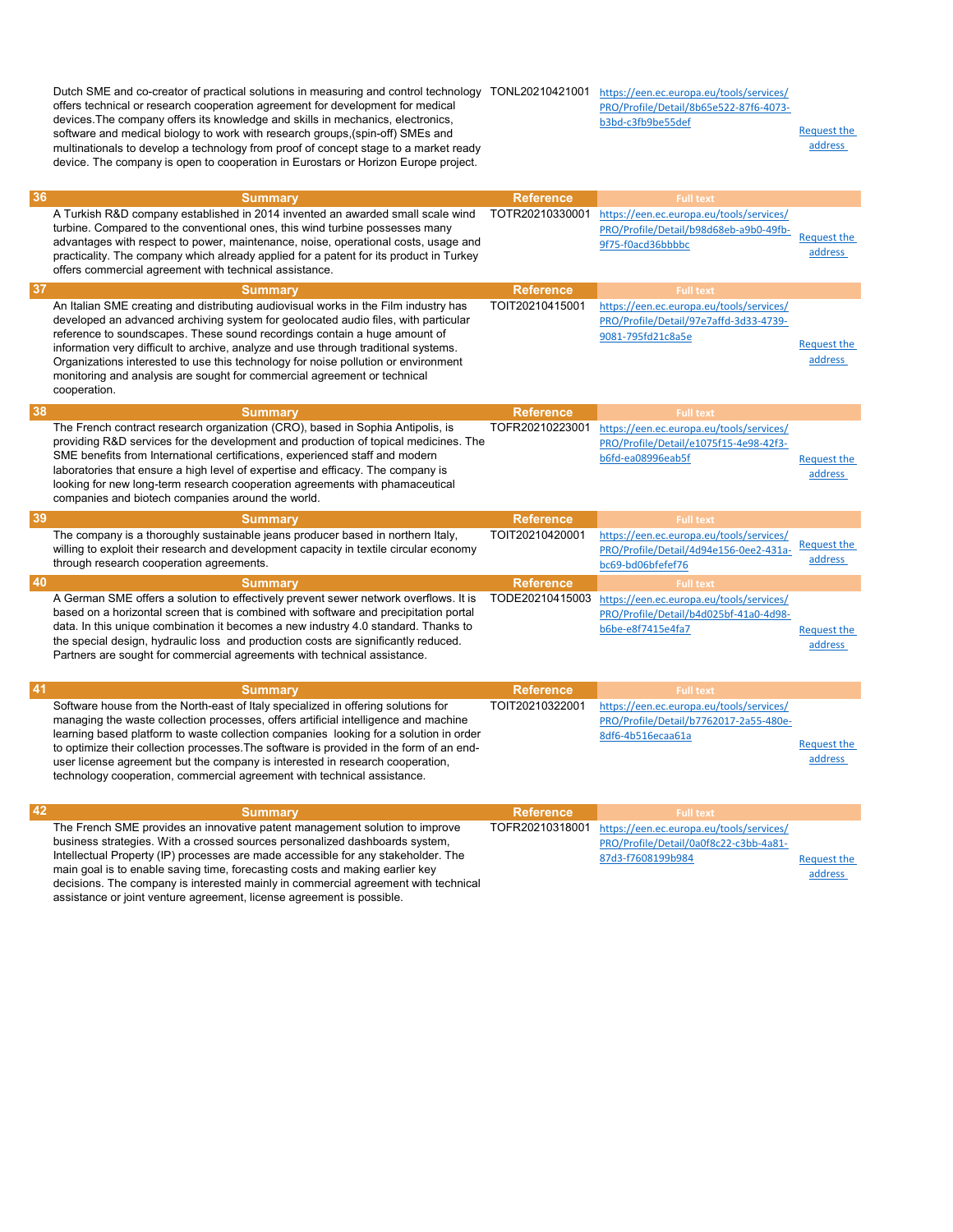| # | Summary | Reference | Full text | |
|---|---|---|---|---|
| | Dutch SME and co-creator of practical solutions in measuring and control technology offers technical or research cooperation agreement for development for medical devices.The company offers its knowledge and skills in mechanics, electronics, software and medical biology to work with research groups,(spin-off) SMEs and multinationals to develop a technology from proof of concept stage to a market ready device. The company is open to cooperation in Eurostars or Horizon Europe project. | TONL20210421001 | https://een.ec.europa.eu/tools/services/PRO/Profile/Detail/8b65e522-87f6-4073-b3bd-c3fb9be55def | Request the address |
| 36 | A Turkish R&D company established in 2014 invented an awarded small scale wind turbine. Compared to the conventional ones, this wind turbine possesses many advantages with respect to power, maintenance, noise, operational costs, usage and practicality. The company which already applied for a patent for its product in Turkey offers commercial agreement with technical assistance. | TOTR20210330001 | https://een.ec.europa.eu/tools/services/PRO/Profile/Detail/b98d68eb-a9b0-49fb-9f75-f0acd36bbbbc | Request the address |
| 37 | An Italian SME creating and distributing audiovisual works in the Film industry has developed an advanced archiving system for geolocated audio files, with particular reference to soundscapes. These sound recordings contain a huge amount of information very difficult to archive, analyze and use through traditional systems. Organizations interested to use this technology for noise pollution or environment monitoring and analysis are sought for commercial agreement or technical cooperation. | TOIT20210415001 | https://een.ec.europa.eu/tools/services/PRO/Profile/Detail/97e7affd-3d33-4739-9081-795fd21c8a5e | Request the address |
| 38 | The French contract research organization (CRO), based in Sophia Antipolis, is providing R&D services for the development and production of topical medicines. The SME benefits from International certifications, experienced staff and modern laboratories that ensure a high level of expertise and efficacy. The company is looking for new long-term research cooperation agreements with phamaceutical companies and biotech companies around the world. | TOFR20210223001 | https://een.ec.europa.eu/tools/services/PRO/Profile/Detail/e1075f15-4e98-42f3-b6fd-ea08996eab5f | Request the address |
| 39 | The company is a thoroughly sustainable jeans producer based in northern Italy, willing to exploit their research and development capacity in textile circular economy through research cooperation agreements. | TOIT20210420001 | https://een.ec.europa.eu/tools/services/PRO/Profile/Detail/4d94e156-0ee2-431a-bc69-bd06bfefef76 | Request the address |
| 40 | A German SME offers a solution to effectively prevent sewer network overflows. It is based on a horizontal screen that is combined with software and precipitation portal data. In this unique combination it becomes a new industry 4.0 standard. Thanks to the special design, hydraulic loss and production costs are significantly reduced. Partners are sought for commercial agreements with technical assistance. | TODE20210415003 | https://een.ec.europa.eu/tools/services/PRO/Profile/Detail/b4d025bf-41a0-4d98-b6be-e8f7415e4fa7 | Request the address |
| 41 | Software house from the North-east of Italy specialized in offering solutions for managing the waste collection processes, offers artificial intelligence and machine learning based platform to waste collection companies looking for a solution in order to optimize their collection processes.The software is provided in the form of an end-user license agreement but the company is interested in research cooperation, technology cooperation, commercial agreement with technical assistance. | TOIT20210322001 | https://een.ec.europa.eu/tools/services/PRO/Profile/Detail/b7762017-2a55-480e-8df6-4b516ecaa61a | Request the address |
| 42 | The French SME provides an innovative patent management solution to improve business strategies. With a crossed sources personalized dashboards system, Intellectual Property (IP) processes are made accessible for any stakeholder. The main goal is to enable saving time, forecasting costs and making earlier key decisions. The company is interested mainly in commercial agreement with technical assistance or joint venture agreement, license agreement is possible. | TOFR20210318001 | https://een.ec.europa.eu/tools/services/PRO/Profile/Detail/0a0f8c22-c3bb-4a81-87d3-f7608199b984 | Request the address |